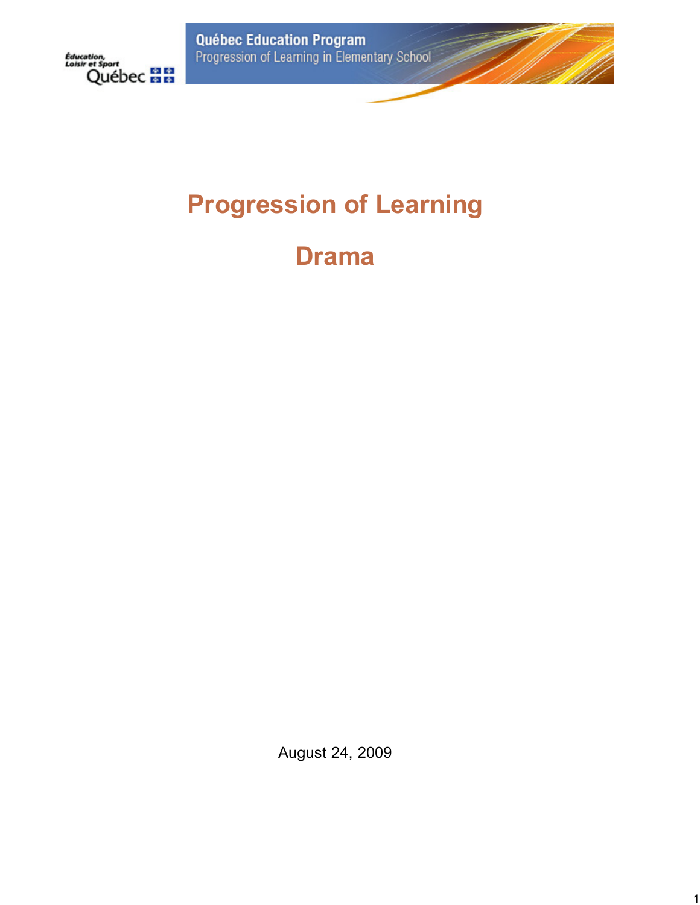Éducation, Loisir et Sport Québec

Québec Education Program
Progression of Learning in Elementary School

# Progression of Learning

# Drama

August 24, 2009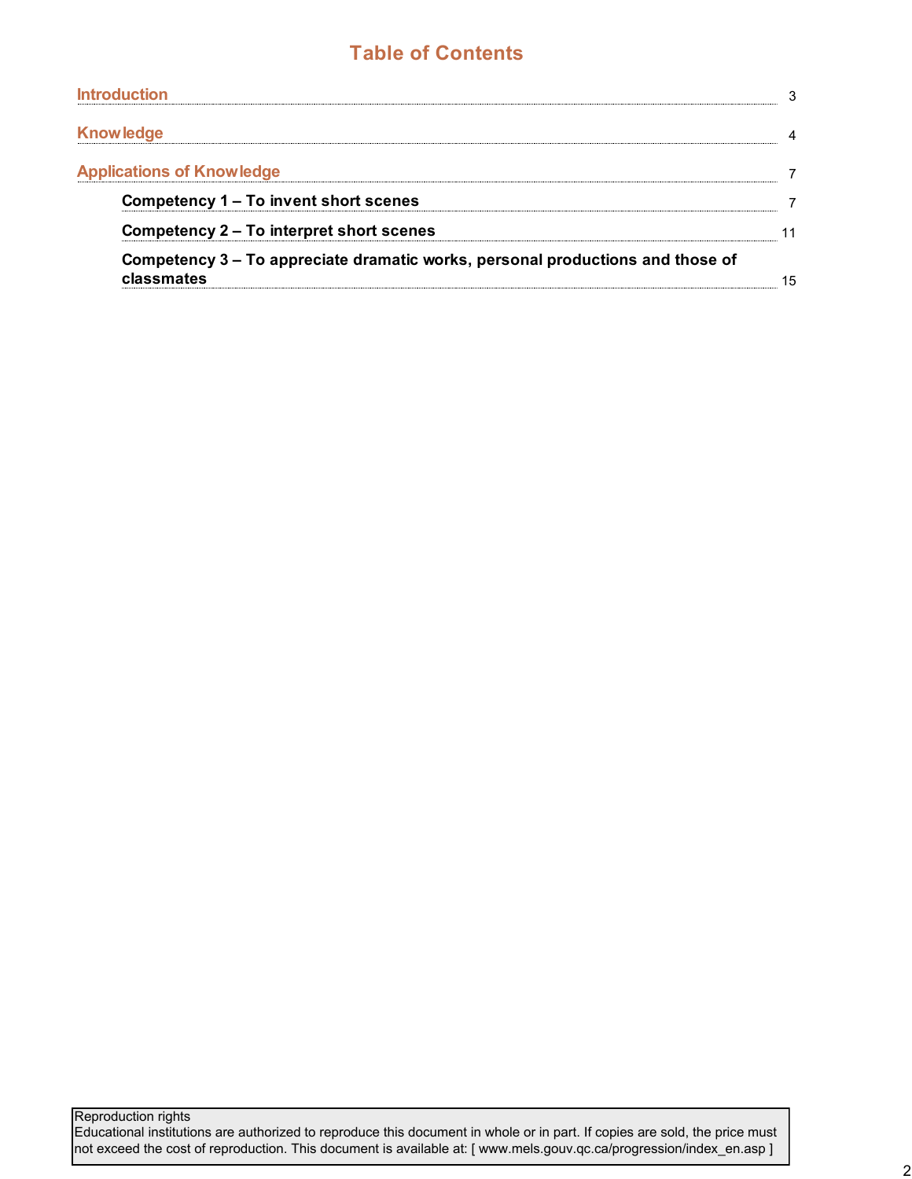# Table of Contents

| | |
|---|---|
| **Introduction** | 3 |
| **Knowledge** | 4 |
| **Applications of Knowledge** | 7 |
| **Competency 1 – To invent short scenes** | 7 |
| **Competency 2 – To interpret short scenes** | 11 |
| **Competency 3 – To appreciate dramatic works, personal productions and those of classmates** | 15 |

Reproduction rights
Educational institutions are authorized to reproduce this document in whole or in part. If copies are sold, the price must not exceed the cost of reproduction. This document is available at: [ www.mels.gouv.qc.ca/progression/index_en.asp ]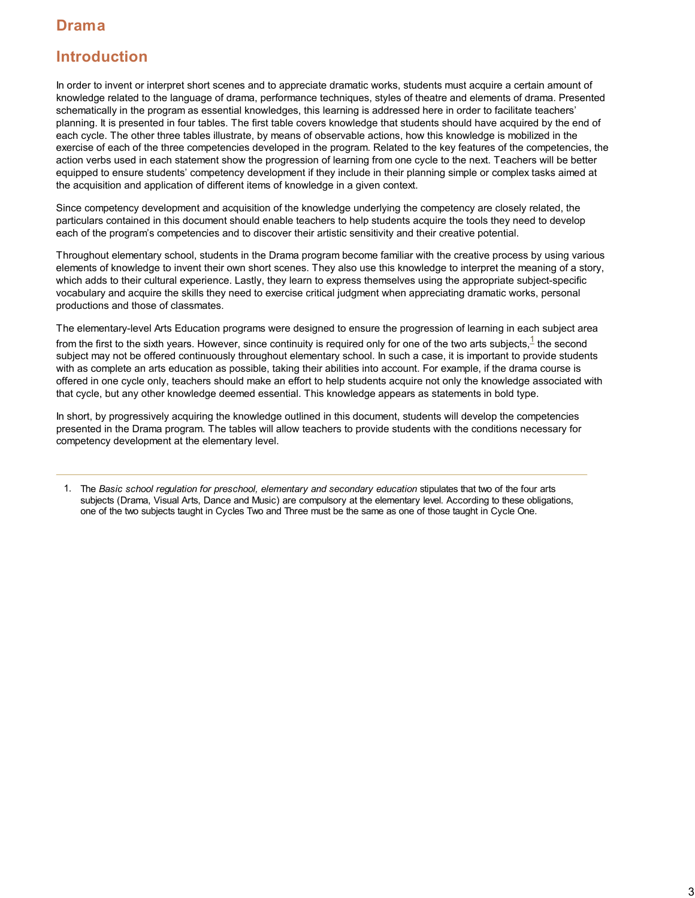# Drama

## Introduction

In order to invent or interpret short scenes and to appreciate dramatic works, students must acquire a certain amount of knowledge related to the language of drama, performance techniques, styles of theatre and elements of drama. Presented schematically in the program as essential knowledges, this learning is addressed here in order to facilitate teachers' planning. It is presented in four tables. The first table covers knowledge that students should have acquired by the end of each cycle. The other three tables illustrate, by means of observable actions, how this knowledge is mobilized in the exercise of each of the three competencies developed in the program. Related to the key features of the competencies, the action verbs used in each statement show the progression of learning from one cycle to the next. Teachers will be better equipped to ensure students' competency development if they include in their planning simple or complex tasks aimed at the acquisition and application of different items of knowledge in a given context.

Since competency development and acquisition of the knowledge underlying the competency are closely related, the particulars contained in this document should enable teachers to help students acquire the tools they need to develop each of the program's competencies and to discover their artistic sensitivity and their creative potential.

Throughout elementary school, students in the Drama program become familiar with the creative process by using various elements of knowledge to invent their own short scenes. They also use this knowledge to interpret the meaning of a story, which adds to their cultural experience. Lastly, they learn to express themselves using the appropriate subject-specific vocabulary and acquire the skills they need to exercise critical judgment when appreciating dramatic works, personal productions and those of classmates.

The elementary-level Arts Education programs were designed to ensure the progression of learning in each subject area from the first to the sixth years. However, since continuity is required only for one of the two arts subjects,[1] the second subject may not be offered continuously throughout elementary school. In such a case, it is important to provide students with as complete an arts education as possible, taking their abilities into account. For example, if the drama course is offered in one cycle only, teachers should make an effort to help students acquire not only the knowledge associated with that cycle, but any other knowledge deemed essential. This knowledge appears as statements in bold type.

In short, by progressively acquiring the knowledge outlined in this document, students will develop the competencies presented in the Drama program. The tables will allow teachers to provide students with the conditions necessary for competency development at the elementary level.

---

1. The *Basic school regulation for preschool, elementary and secondary education* stipulates that two of the four arts subjects (Drama, Visual Arts, Dance and Music) are compulsory at the elementary level. According to these obligations, one of the two subjects taught in Cycles Two and Three must be the same as one of those taught in Cycle One.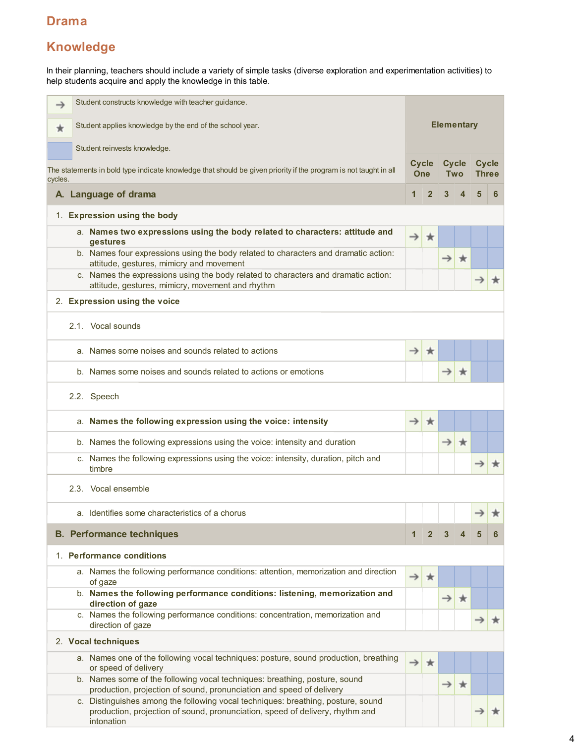# Drama

## Knowledge

In their planning, teachers should include a variety of simple tasks (diverse exploration and experimentation activities) to help students acquire and apply the knowledge in this table.

| → Student constructs knowledge with teacher guidance. ★ Student applies knowledge by the end of the school year. (shaded) Student reinvests knowledge. The statements in bold type indicate knowledge that should be given priority if the program is not taught in all cycles. | Elementary | | | | | |
|---|---|---|---|---|---|---|
| | Cycle One | | Cycle Two | | Cycle Three | |
| **A. Language of drama** | **1** | **2** | **3** | **4** | **5** | **6** |
| **1. Expression using the body** | | | | | | |
| a. **Names two expressions using the body related to characters: attitude and gestures** | → | ★ | | | | |
| b. Names four expressions using the body related to characters and dramatic action: attitude, gestures, mimicry and movement | | | → | ★ | | |
| c. Names the expressions using the body related to characters and dramatic action: attitude, gestures, mimicry, movement and rhythm | | | | | → | ★ |
| **2. Expression using the voice** | | | | | | |
| 2.1. Vocal sounds | | | | | | |
| a. Names some noises and sounds related to actions | → | ★ | | | | |
| b. Names some noises and sounds related to actions or emotions | | | → | ★ | | |
| 2.2. Speech | | | | | | |
| a. **Names the following expression using the voice: intensity** | → | ★ | | | | |
| b. Names the following expressions using the voice: intensity and duration | | | → | ★ | | |
| c. Names the following expressions using the voice: intensity, duration, pitch and timbre | | | | | → | ★ |
| 2.3. Vocal ensemble | | | | | | |
| a. Identifies some characteristics of a chorus | | | | | → | ★ |
| **B. Performance techniques** | **1** | **2** | **3** | **4** | **5** | **6** |
| **1. Performance conditions** | | | | | | |
| a. Names the following performance conditions: attention, memorization and direction of gaze | → | ★ | | | | |
| b. **Names the following performance conditions: listening, memorization and direction of gaze** | | | → | ★ | | |
| c. Names the following performance conditions: concentration, memorization and direction of gaze | | | | | → | ★ |
| **2. Vocal techniques** | | | | | | |
| a. Names one of the following vocal techniques: posture, sound production, breathing or speed of delivery | → | ★ | | | | |
| b. Names some of the following vocal techniques: breathing, posture, sound production, projection of sound, pronunciation and speed of delivery | | | → | ★ | | |
| c. Distinguishes among the following vocal techniques: breathing, posture, sound production, projection of sound, pronunciation, speed of delivery, rhythm and intonation | | | | | → | ★ |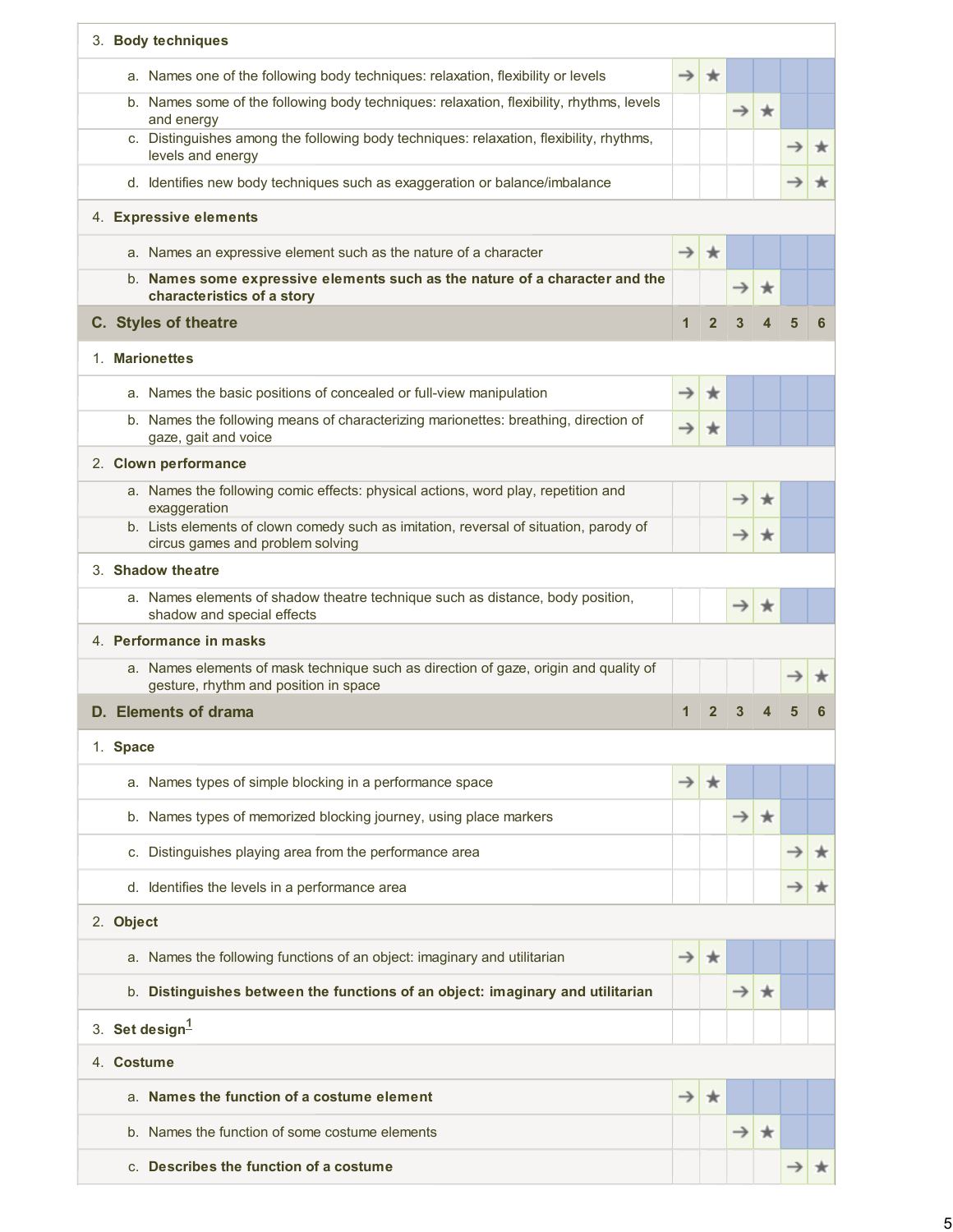| | 1 | 2 | 3 | 4 | 5 | 6 |
|---|---|---|---|---|---|---|
| 3. **Body techniques** | | | | | | |
| a. Names one of the following body techniques: relaxation, flexibility or levels | → | ★ | | | | |
| b. Names some of the following body techniques: relaxation, flexibility, rhythms, levels and energy | | | → | ★ | | |
| c. Distinguishes among the following body techniques: relaxation, flexibility, rhythms, levels and energy | | | | | → | ★ |
| d. Identifies new body techniques such as exaggeration or balance/imbalance | | | | | → | ★ |
| 4. **Expressive elements** | | | | | | |
| a. Names an expressive element such as the nature of a character | → | ★ | | | | |
| b. **Names some expressive elements such as the nature of a character and the characteristics of a story** | | | → | ★ | | |
| **C. Styles of theatre** | **1** | **2** | **3** | **4** | **5** | **6** |
| 1. **Marionettes** | | | | | | |
| a. Names the basic positions of concealed or full-view manipulation | → | ★ | | | | |
| b. Names the following means of characterizing marionettes: breathing, direction of gaze, gait and voice | → | ★ | | | | |
| 2. **Clown performance** | | | | | | |
| a. Names the following comic effects: physical actions, word play, repetition and exaggeration | | | → | ★ | | |
| b. Lists elements of clown comedy such as imitation, reversal of situation, parody of circus games and problem solving | | | → | ★ | | |
| 3. **Shadow theatre** | | | | | | |
| a. Names elements of shadow theatre technique such as distance, body position, shadow and special effects | | | → | ★ | | |
| 4. **Performance in masks** | | | | | | |
| a. Names elements of mask technique such as direction of gaze, origin and quality of gesture, rhythm and position in space | | | | | → | ★ |
| **D. Elements of drama** | **1** | **2** | **3** | **4** | **5** | **6** |
| 1. **Space** | | | | | | |
| a. Names types of simple blocking in a performance space | → | ★ | | | | |
| b. Names types of memorized blocking journey, using place markers | | | → | ★ | | |
| c. Distinguishes playing area from the performance area | | | | | → | ★ |
| d. Identifies the levels in a performance area | | | | | → | ★ |
| 2. **Object** | | | | | | |
| a. Names the following functions of an object: imaginary and utilitarian | → | ★ | | | | |
| b. **Distinguishes between the functions of an object: imaginary and utilitarian** | | | → | ★ | | |
| 3. **Set design**[1] | | | | | | |
| 4. **Costume** | | | | | | |
| a. **Names the function of a costume element** | → | ★ | | | | |
| b. Names the function of some costume elements | | | → | ★ | | |
| c. **Describes the function of a costume** | | | | | → | ★ |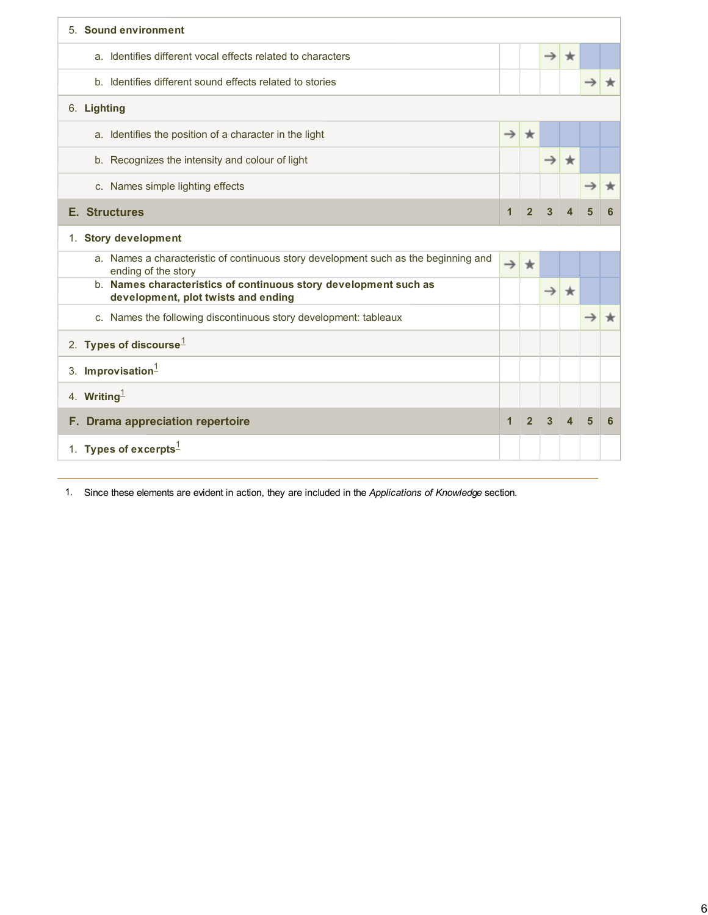| | 1 | 2 | 3 | 4 | 5 | 6 |
|---|---|---|---|---|---|---|
| 5. **Sound environment** | | | | | | |
| a. Identifies different vocal effects related to characters | | | → | ★ | | |
| b. Identifies different sound effects related to stories | | | | | → | ★ |
| 6. **Lighting** | | | | | | |
| a. Identifies the position of a character in the light | → | ★ | | | | |
| b. Recognizes the intensity and colour of light | | | → | ★ | | |
| c. Names simple lighting effects | | | | | → | ★ |
| **E. Structures** | **1** | **2** | **3** | **4** | **5** | **6** |
| 1. **Story development** | | | | | | |
| a. Names a characteristic of continuous story development such as the beginning and ending of the story | → | ★ | | | | |
| b. **Names characteristics of continuous story development such as development, plot twists and ending** | | | → | ★ | | |
| c. Names the following discontinuous story development: tableaux | | | | | → | ★ |
| 2. **Types of discourse**[1] | | | | | | |
| 3. **Improvisation**[1] | | | | | | |
| 4. **Writing**[1] | | | | | | |
| **F. Drama appreciation repertoire** | **1** | **2** | **3** | **4** | **5** | **6** |
| 1. **Types of excerpts**[1] | | | | | | |

1. Since these elements are evident in action, they are included in the *Applications of Knowledge* section.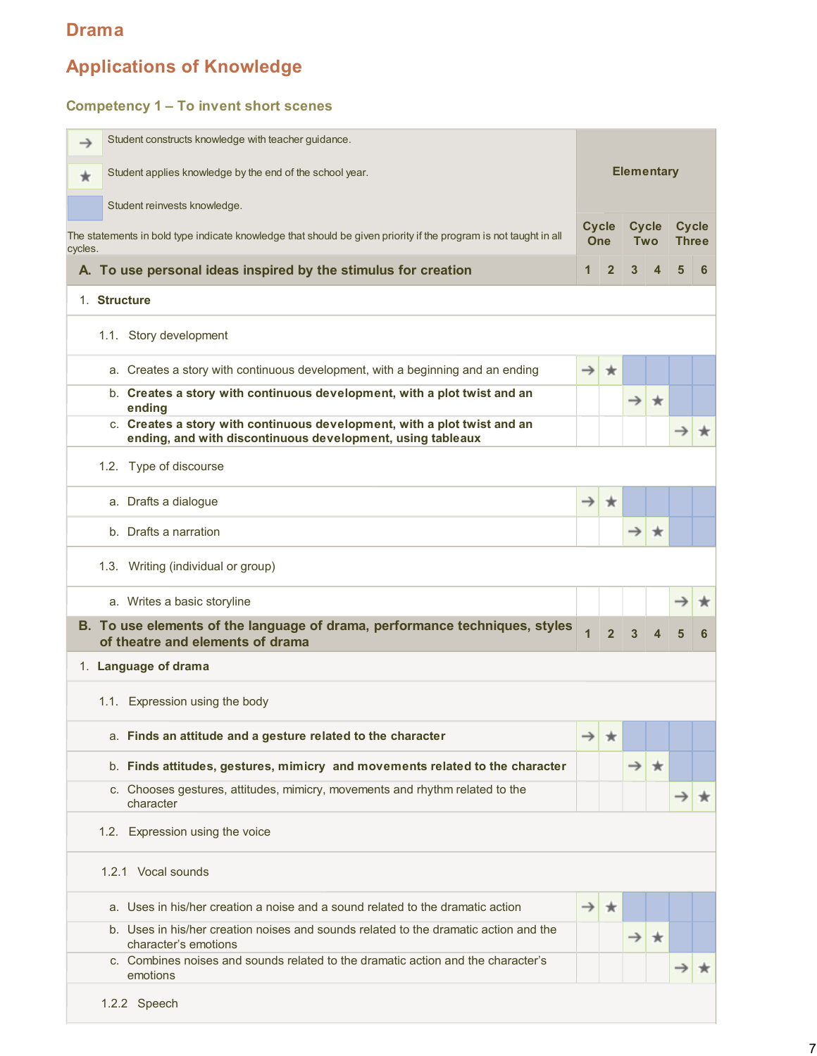# Drama

## Applications of Knowledge

### Competency 1 – To invent short scenes

| → Student constructs knowledge with teacher guidance. ★ Student applies knowledge by the end of the school year. ■ Student reinvests knowledge. The statements in bold type indicate knowledge that should be given priority if the program is not taught in all cycles. | Elementary | | | | | |
|---|---|---|---|---|---|---|
| | Cycle One | | Cycle Two | | Cycle Three | |
| **A. To use personal ideas inspired by the stimulus for creation** | 1 | 2 | 3 | 4 | 5 | 6 |
| 1. **Structure** | | | | | | |
| 1.1. Story development | | | | | | |
| a. Creates a story with continuous development, with a beginning and an ending | → | ★ | ■ | ■ | ■ | ■ |
| b. **Creates a story with continuous development, with a plot twist and an ending** | | | → | ★ | ■ | ■ |
| c. **Creates a story with continuous development, with a plot twist and an ending, and with discontinuous development, using tableaux** | | | | | → | ★ |
| 1.2. Type of discourse | | | | | | |
| a. Drafts a dialogue | → | ★ | ■ | ■ | ■ | ■ |
| b. Drafts a narration | | | → | ★ | ■ | ■ |
| 1.3. Writing (individual or group) | | | | | | |
| a. Writes a basic storyline | | | | | → | ★ |
| **B. To use elements of the language of drama, performance techniques, styles of theatre and elements of drama** | 1 | 2 | 3 | 4 | 5 | 6 |
| 1. **Language of drama** | | | | | | |
| 1.1. Expression using the body | | | | | | |
| a. **Finds an attitude and a gesture related to the character** | → | ★ | ■ | ■ | ■ | ■ |
| b. **Finds attitudes, gestures, mimicry and movements related to the character** | | | → | ★ | ■ | ■ |
| c. Chooses gestures, attitudes, mimicry, movements and rhythm related to the character | | | | | → | ★ |
| 1.2. Expression using the voice | | | | | | |
| 1.2.1 Vocal sounds | | | | | | |
| a. Uses in his/her creation a noise and a sound related to the dramatic action | → | ★ | ■ | ■ | ■ | ■ |
| b. Uses in his/her creation noises and sounds related to the dramatic action and the character's emotions | | | → | ★ | ■ | ■ |
| c. Combines noises and sounds related to the dramatic action and the character's emotions | | | | | → | ★ |
| 1.2.2 Speech | | | | | | |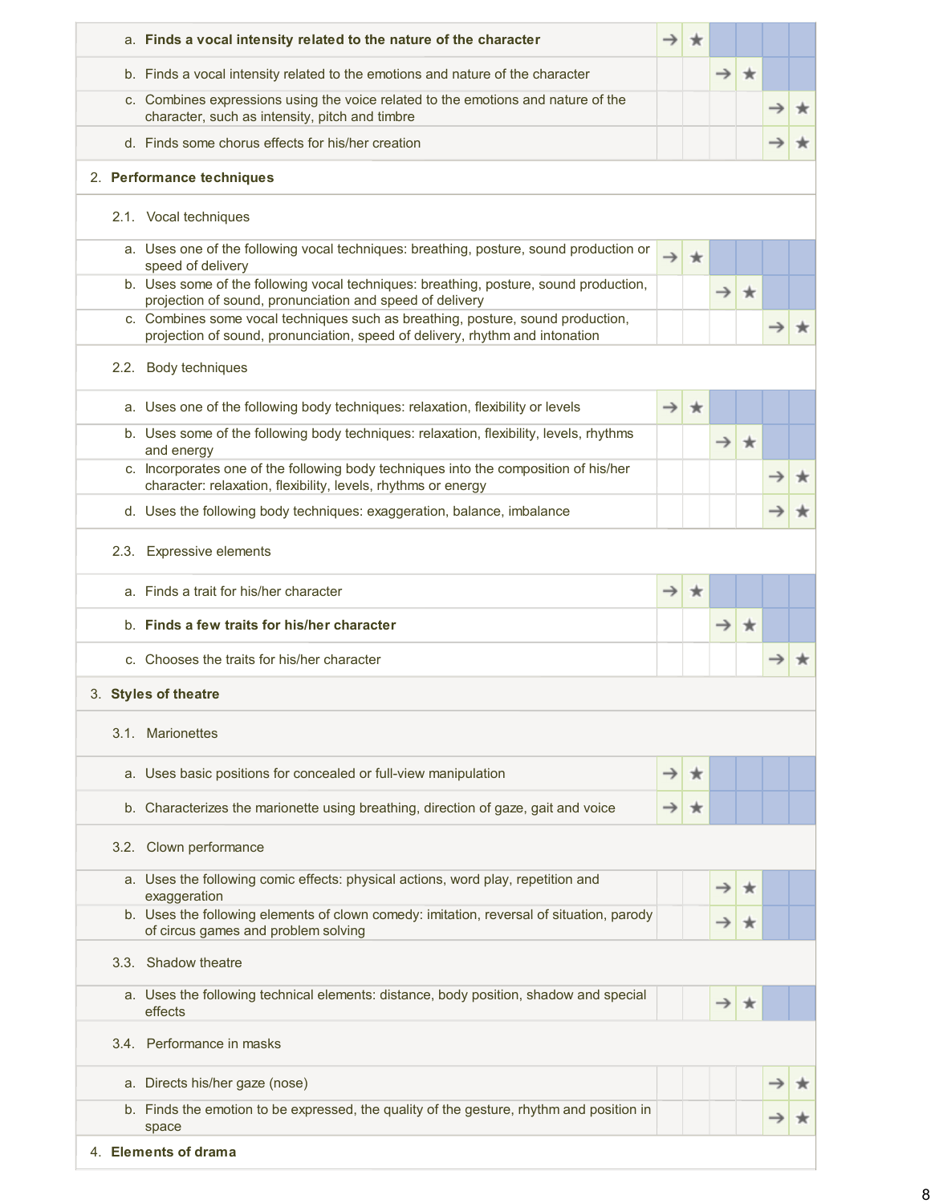| | | | | | | |
|---|---|---|---|---|---|---|
| a. **Finds a vocal intensity related to the nature of the character** | → | ★ | | | | |
| b. Finds a vocal intensity related to the emotions and nature of the character | | | → | ★ | | |
| c. Combines expressions using the voice related to the emotions and nature of the character, such as intensity, pitch and timbre | | | | | → | ★ |
| d. Finds some chorus effects for his/her creation | | | | | → | ★ |
| **2. Performance techniques** | | | | | | |
| 2.1. Vocal techniques | | | | | | |
| a. Uses one of the following vocal techniques: breathing, posture, sound production or speed of delivery | → | ★ | | | | |
| b. Uses some of the following vocal techniques: breathing, posture, sound production, projection of sound, pronunciation and speed of delivery | | | → | ★ | | |
| c. Combines some vocal techniques such as breathing, posture, sound production, projection of sound, pronunciation, speed of delivery, rhythm and intonation | | | | | → | ★ |
| 2.2. Body techniques | | | | | | |
| a. Uses one of the following body techniques: relaxation, flexibility or levels | → | ★ | | | | |
| b. Uses some of the following body techniques: relaxation, flexibility, levels, rhythms and energy | | | → | ★ | | |
| c. Incorporates one of the following body techniques into the composition of his/her character: relaxation, flexibility, levels, rhythms or energy | | | | | → | ★ |
| d. Uses the following body techniques: exaggeration, balance, imbalance | | | | | → | ★ |
| 2.3. Expressive elements | | | | | | |
| a. Finds a trait for his/her character | → | ★ | | | | |
| b. **Finds a few traits for his/her character** | | | → | ★ | | |
| c. Chooses the traits for his/her character | | | | | → | ★ |
| **3. Styles of theatre** | | | | | | |
| 3.1. Marionettes | | | | | | |
| a. Uses basic positions for concealed or full-view manipulation | → | ★ | | | | |
| b. Characterizes the marionette using breathing, direction of gaze, gait and voice | → | ★ | | | | |
| 3.2. Clown performance | | | | | | |
| a. Uses the following comic effects: physical actions, word play, repetition and exaggeration | | | → | ★ | | |
| b. Uses the following elements of clown comedy: imitation, reversal of situation, parody of circus games and problem solving | | | → | ★ | | |
| 3.3. Shadow theatre | | | | | | |
| a. Uses the following technical elements: distance, body position, shadow and special effects | | | → | ★ | | |
| 3.4. Performance in masks | | | | | | |
| a. Directs his/her gaze (nose) | | | | | → | ★ |
| b. Finds the emotion to be expressed, the quality of the gesture, rhythm and position in space | | | | | → | ★ |
| **4. Elements of drama** | | | | | | |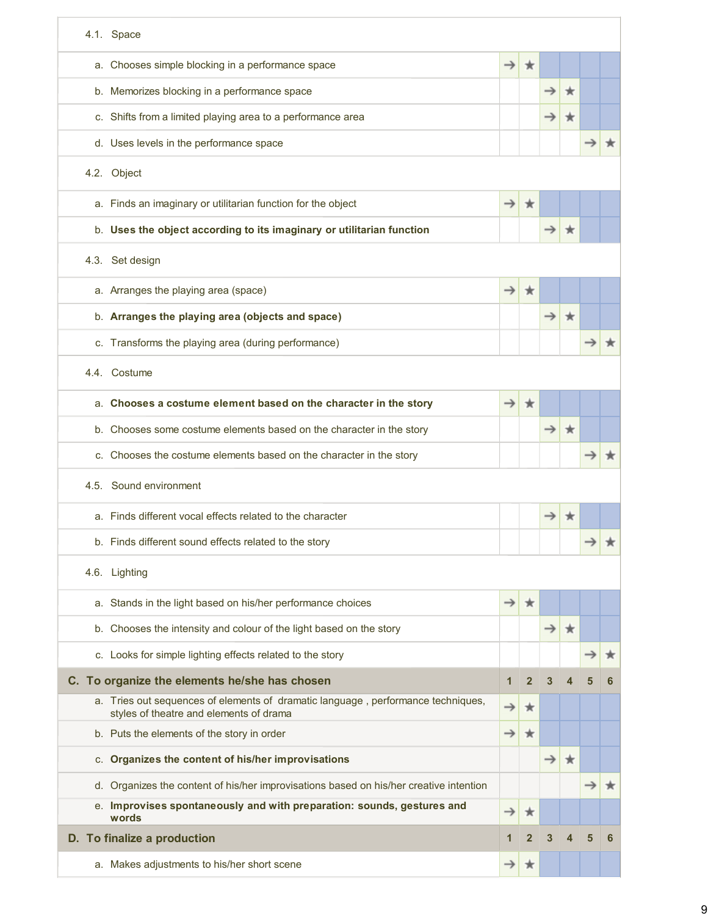| | 1 | 2 | 3 | 4 | 5 | 6 |
|---|---|---|---|---|---|---|
| 4.1. Space | | | | | | |
| a. Chooses simple blocking in a performance space | → | ★ | | | | |
| b. Memorizes blocking in a performance space | | | → | ★ | | |
| c. Shifts from a limited playing area to a performance area | | | → | ★ | | |
| d. Uses levels in the performance space | | | | | → | ★ |
| 4.2. Object | | | | | | |
| a. Finds an imaginary or utilitarian function for the object | → | ★ | | | | |
| b. **Uses the object according to its imaginary or utilitarian function** | | | → | ★ | | |
| 4.3. Set design | | | | | | |
| a. Arranges the playing area (space) | → | ★ | | | | |
| b. **Arranges the playing area (objects and space)** | | | → | ★ | | |
| c. Transforms the playing area (during performance) | | | | | → | ★ |
| 4.4. Costume | | | | | | |
| a. **Chooses a costume element based on the character in the story** | → | ★ | | | | |
| b. Chooses some costume elements based on the character in the story | | | → | ★ | | |
| c. Chooses the costume elements based on the character in the story | | | | | → | ★ |
| 4.5. Sound environment | | | | | | |
| a. Finds different vocal effects related to the character | | | → | ★ | | |
| b. Finds different sound effects related to the story | | | | | → | ★ |
| 4.6. Lighting | | | | | | |
| a. Stands in the light based on his/her performance choices | → | ★ | | | | |
| b. Chooses the intensity and colour of the light based on the story | | | → | ★ | | |
| c. Looks for simple lighting effects related to the story | | | | | → | ★ |

| **C. To organize the elements he/she has chosen** | **1** | **2** | **3** | **4** | **5** | **6** |
|---|---|---|---|---|---|---|
| a. Tries out sequences of elements of dramatic language , performance techniques, styles of theatre and elements of drama | → | ★ | | | | |
| b. Puts the elements of the story in order | → | ★ | | | | |
| c. **Organizes the content of his/her improvisations** | | | → | ★ | | |
| d. Organizes the content of his/her improvisations based on his/her creative intention | | | | | → | ★ |
| e. **Improvises spontaneously and with preparation: sounds, gestures and words** | → | ★ | | | | |

| **D. To finalize a production** | **1** | **2** | **3** | **4** | **5** | **6** |
|---|---|---|---|---|---|---|
| a. Makes adjustments to his/her short scene | → | ★ | | | | |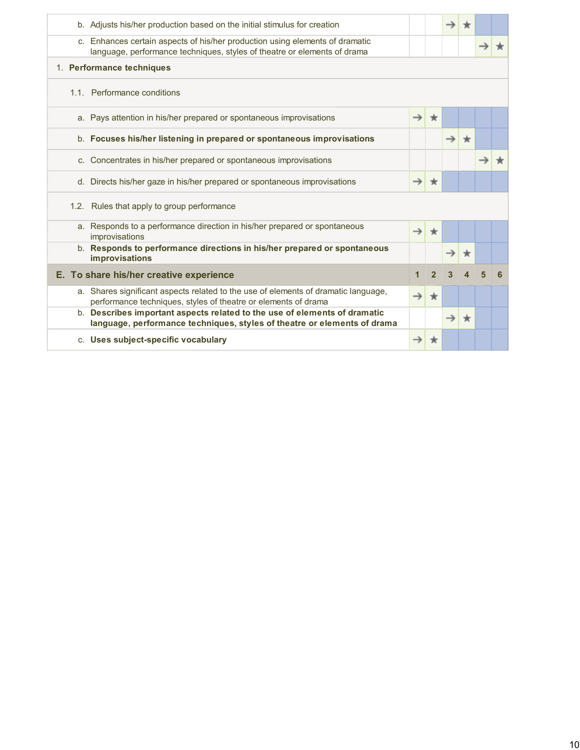| | 1 | 2 | 3 | 4 | 5 | 6 |
|---|---|---|---|---|---|---|
| b. Adjusts his/her production based on the initial stimulus for creation | | | → | ★ | | |
| c. Enhances certain aspects of his/her production using elements of dramatic language, performance techniques, styles of theatre or elements of drama | | | | | → | ★ |
| 1. **Performance techniques** | | | | | | |
| 1.1. Performance conditions | | | | | | |
| a. Pays attention in his/her prepared or spontaneous improvisations | → | ★ | | | | |
| b. **Focuses his/her listening in prepared or spontaneous improvisations** | | | → | ★ | | |
| c. Concentrates in his/her prepared or spontaneous improvisations | | | | | → | ★ |
| d. Directs his/her gaze in his/her prepared or spontaneous improvisations | → | ★ | | | | |
| 1.2. Rules that apply to group performance | | | | | | |
| a. Responds to a performance direction in his/her prepared or spontaneous improvisations | → | ★ | | | | |
| b. **Responds to performance directions in his/her prepared or spontaneous improvisations** | | | → | ★ | | |

| **E. To share his/her creative experience** | 1 | 2 | 3 | 4 | 5 | 6 |
|---|---|---|---|---|---|---|
| a. Shares significant aspects related to the use of elements of dramatic language, performance techniques, styles of theatre or elements of drama | → | ★ | | | | |
| b. **Describes important aspects related to the use of elements of dramatic language, performance techniques, styles of theatre or elements of drama** | | | → | ★ | | |
| c. **Uses subject-specific vocabulary** | → | ★ | | | | |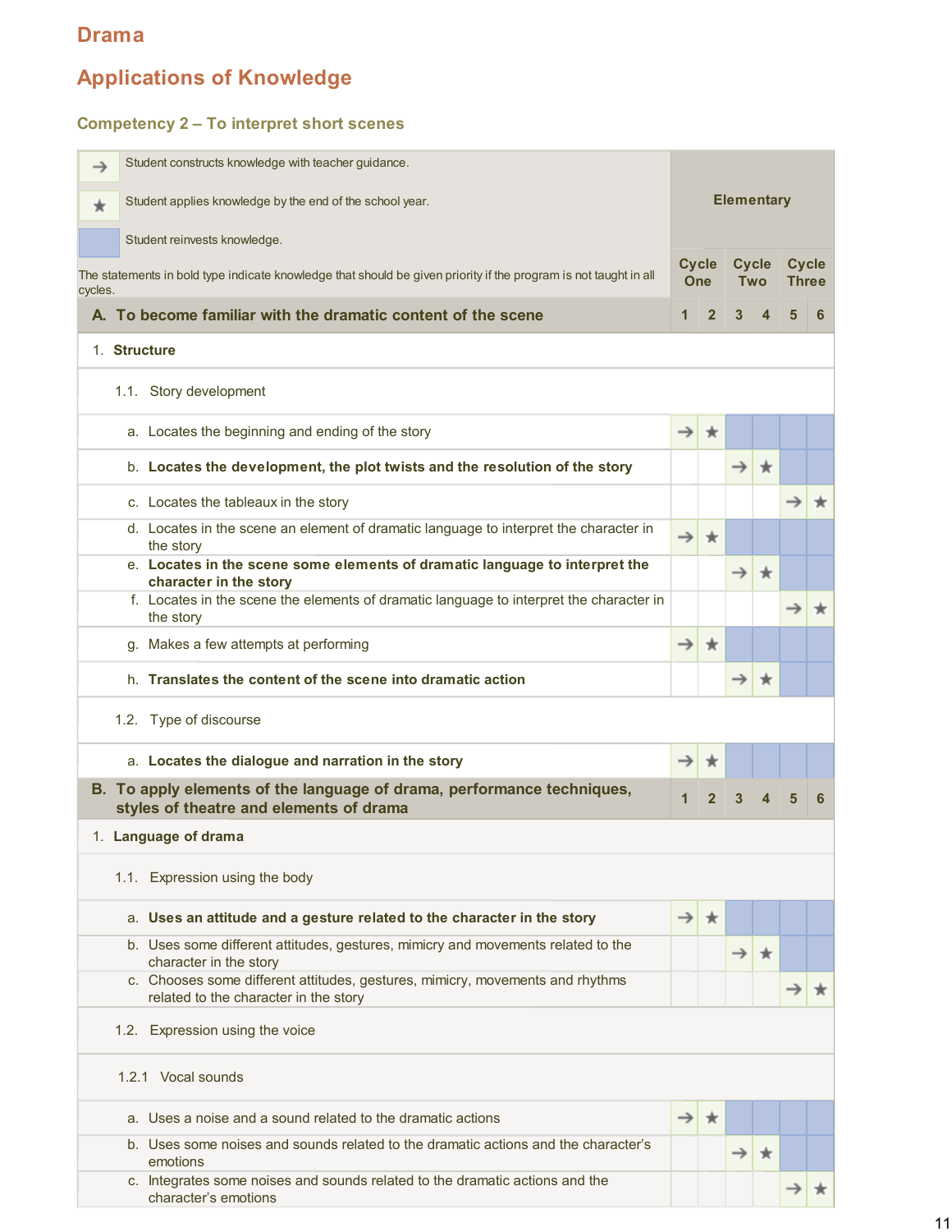# Drama

## Applications of Knowledge

### Competency 2 – To interpret short scenes

| → Student constructs knowledge with teacher guidance.<br>★ Student applies knowledge by the end of the school year.<br>■ Student reinvests knowledge.<br>The statements in bold type indicate knowledge that should be given priority if the program is not taught in all cycles. | Elementary | | | | | |
|---|---|---|---|---|---|---|
| | Cycle One | | Cycle Two | | Cycle Three | |
| **A. To become familiar with the dramatic content of the scene** | 1 | 2 | 3 | 4 | 5 | 6 |
| **1. Structure** | | | | | | |
| 1.1. Story development | | | | | | |
| a. Locates the beginning and ending of the story | → | ★ | ■ | ■ | ■ | ■ |
| **b. Locates the development, the plot twists and the resolution of the story** | | | → | ★ | ■ | ■ |
| c. Locates the tableaux in the story | | | | | → | ★ |
| d. Locates in the scene an element of dramatic language to interpret the character in the story | → | ★ | ■ | ■ | ■ | ■ |
| **e. Locates in the scene some elements of dramatic language to interpret the character in the story** | | | → | ★ | ■ | ■ |
| f. Locates in the scene the elements of dramatic language to interpret the character in the story | | | | | → | ★ |
| g. Makes a few attempts at performing | → | ★ | ■ | ■ | ■ | ■ |
| **h. Translates the content of the scene into dramatic action** | | | → | ★ | ■ | ■ |
| 1.2. Type of discourse | | | | | | |
| **a. Locates the dialogue and narration in the story** | → | ★ | ■ | ■ | ■ | ■ |
| **B. To apply elements of the language of drama, performance techniques, styles of theatre and elements of drama** | 1 | 2 | 3 | 4 | 5 | 6 |
| **1. Language of drama** | | | | | | |
| 1.1. Expression using the body | | | | | | |
| **a. Uses an attitude and a gesture related to the character in the story** | → | ★ | ■ | ■ | ■ | ■ |
| b. Uses some different attitudes, gestures, mimicry and movements related to the character in the story | | | → | ★ | ■ | ■ |
| c. Chooses some different attitudes, gestures, mimicry, movements and rhythms related to the character in the story | | | | | → | ★ |
| 1.2. Expression using the voice | | | | | | |
| 1.2.1 Vocal sounds | | | | | | |
| a. Uses a noise and a sound related to the dramatic actions | → | ★ | ■ | ■ | ■ | ■ |
| b. Uses some noises and sounds related to the dramatic actions and the character's emotions | | | → | ★ | ■ | ■ |
| c. Integrates some noises and sounds related to the dramatic actions and the character's emotions | | | | | → | ★ |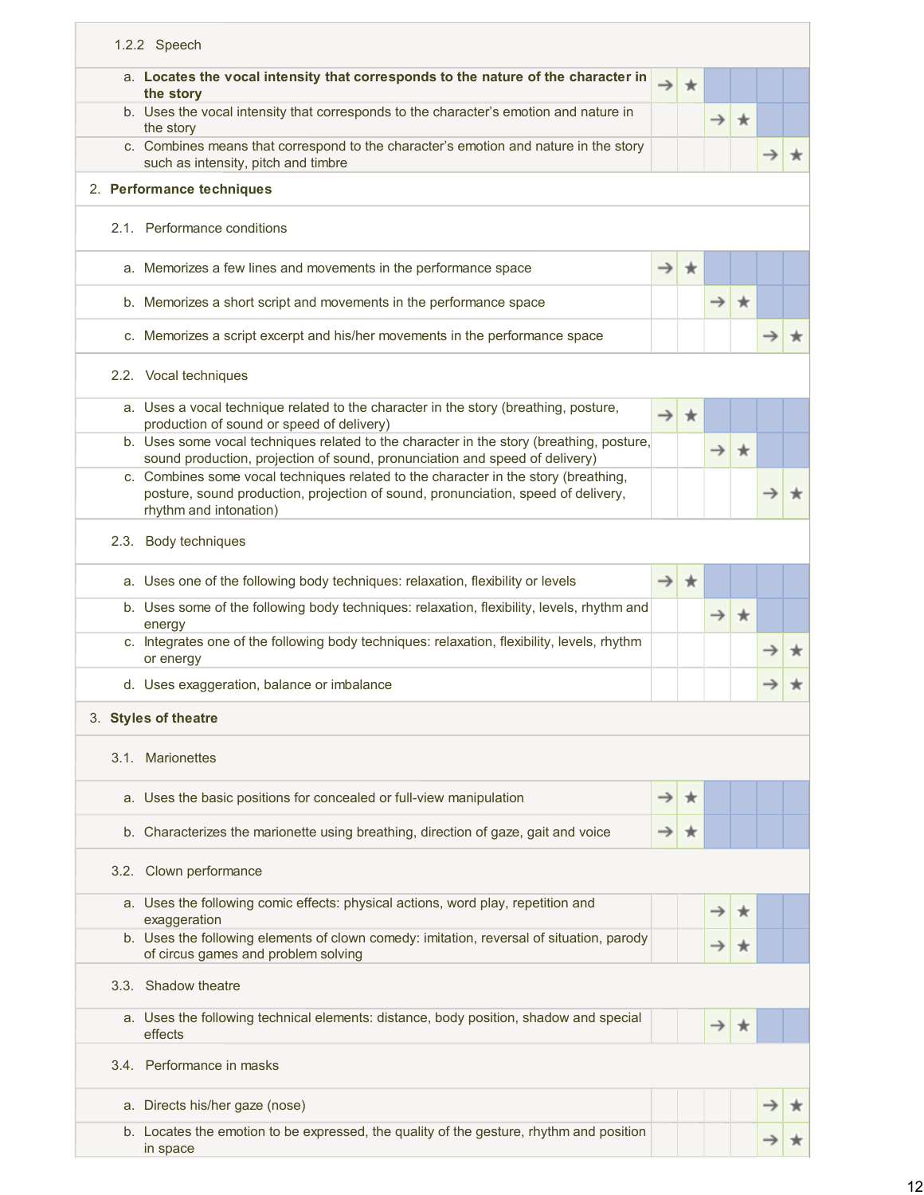| | | | | | | |
|---|---|---|---|---|---|---|
| 1.2.2 Speech | | | | | | |
| a. **Locates the vocal intensity that corresponds to the nature of the character in the story** | → | ★ | | | | |
| b. Uses the vocal intensity that corresponds to the character's emotion and nature in the story | | | → | ★ | | |
| c. Combines means that correspond to the character's emotion and nature in the story such as intensity, pitch and timbre | | | | | → | ★ |
| 2. **Performance techniques** | | | | | | |
| 2.1. Performance conditions | | | | | | |
| a. Memorizes a few lines and movements in the performance space | → | ★ | | | | |
| b. Memorizes a short script and movements in the performance space | | | → | ★ | | |
| c. Memorizes a script excerpt and his/her movements in the performance space | | | | | → | ★ |
| 2.2. Vocal techniques | | | | | | |
| a. Uses a vocal technique related to the character in the story (breathing, posture, production of sound or speed of delivery) | → | ★ | | | | |
| b. Uses some vocal techniques related to the character in the story (breathing, posture, sound production, projection of sound, pronunciation and speed of delivery) | | | → | ★ | | |
| c. Combines some vocal techniques related to the character in the story (breathing, posture, sound production, projection of sound, pronunciation, speed of delivery, rhythm and intonation) | | | | | → | ★ |
| 2.3. Body techniques | | | | | | |
| a. Uses one of the following body techniques: relaxation, flexibility or levels | → | ★ | | | | |
| b. Uses some of the following body techniques: relaxation, flexibility, levels, rhythm and energy | | | → | ★ | | |
| c. Integrates one of the following body techniques: relaxation, flexibility, levels, rhythm or energy | | | | | → | ★ |
| d. Uses exaggeration, balance or imbalance | | | | | → | ★ |
| 3. **Styles of theatre** | | | | | | |
| 3.1. Marionettes | | | | | | |
| a. Uses the basic positions for concealed or full-view manipulation | → | ★ | | | | |
| b. Characterizes the marionette using breathing, direction of gaze, gait and voice | → | ★ | | | | |
| 3.2. Clown performance | | | | | | |
| a. Uses the following comic effects: physical actions, word play, repetition and exaggeration | | | → | ★ | | |
| b. Uses the following elements of clown comedy: imitation, reversal of situation, parody of circus games and problem solving | | | → | ★ | | |
| 3.3. Shadow theatre | | | | | | |
| a. Uses the following technical elements: distance, body position, shadow and special effects | | | → | ★ | | |
| 3.4. Performance in masks | | | | | | |
| a. Directs his/her gaze (nose) | | | | | → | ★ |
| b. Locates the emotion to be expressed, the quality of the gesture, rhythm and position in space | | | | | → | ★ |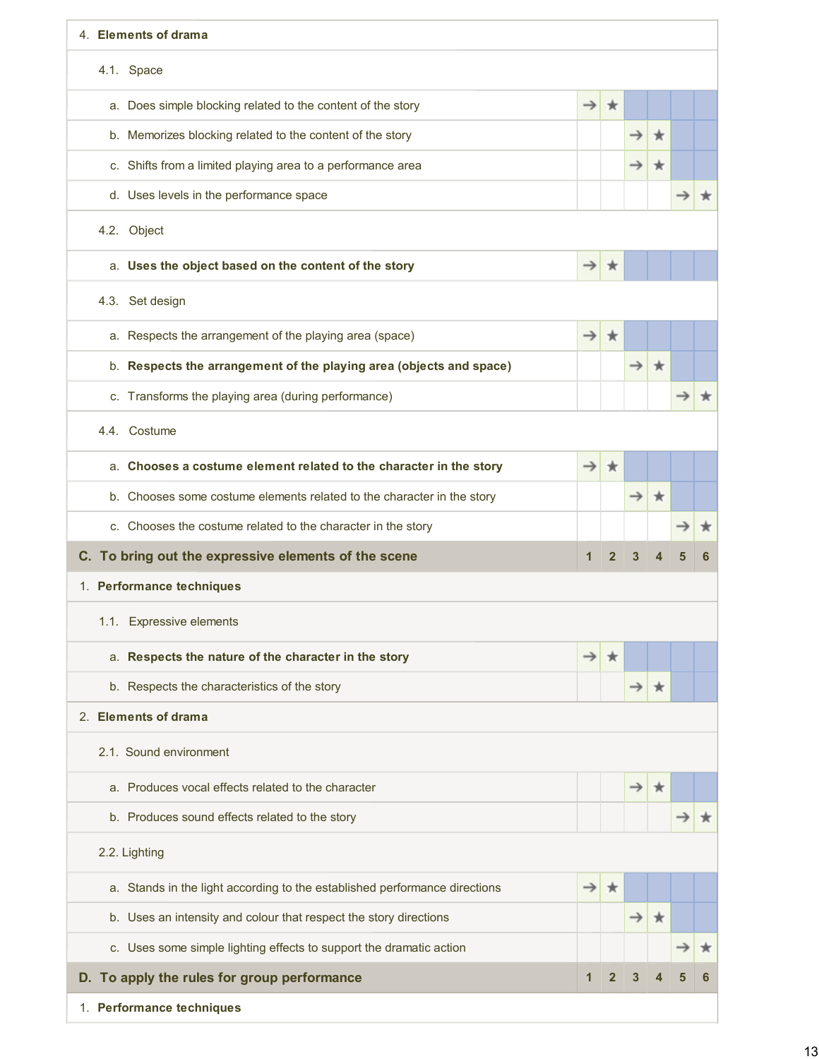| | 1 | 2 | 3 | 4 | 5 | 6 |
|---|---|---|---|---|---|---|
| 4. **Elements of drama** | | | | | | |
| 4.1. Space | | | | | | |
| a. Does simple blocking related to the content of the story | → | ★ | | | | |
| b. Memorizes blocking related to the content of the story | | | → | ★ | | |
| c. Shifts from a limited playing area to a performance area | | | → | ★ | | |
| d. Uses levels in the performance space | | | | | → | ★ |
| 4.2. Object | | | | | | |
| a. **Uses the object based on the content of the story** | → | ★ | | | | |
| 4.3. Set design | | | | | | |
| a. Respects the arrangement of the playing area (space) | → | ★ | | | | |
| b. **Respects the arrangement of the playing area (objects and space)** | | | → | ★ | | |
| c. Transforms the playing area (during performance) | | | | | → | ★ |
| 4.4. Costume | | | | | | |
| a. **Chooses a costume element related to the character in the story** | → | ★ | | | | |
| b. Chooses some costume elements related to the character in the story | | | → | ★ | | |
| c. Chooses the costume related to the character in the story | | | | | → | ★ |
| **C. To bring out the expressive elements of the scene** | **1** | **2** | **3** | **4** | **5** | **6** |
| 1. **Performance techniques** | | | | | | |
| 1.1. Expressive elements | | | | | | |
| a. **Respects the nature of the character in the story** | → | ★ | | | | |
| b. Respects the characteristics of the story | | | → | ★ | | |
| 2. **Elements of drama** | | | | | | |
| 2.1. Sound environment | | | | | | |
| a. Produces vocal effects related to the character | | | → | ★ | | |
| b. Produces sound effects related to the story | | | | | → | ★ |
| 2.2. Lighting | | | | | | |
| a. Stands in the light according to the established performance directions | → | ★ | | | | |
| b. Uses an intensity and colour that respect the story directions | | | → | ★ | | |
| c. Uses some simple lighting effects to support the dramatic action | | | | | → | ★ |
| **D. To apply the rules for group performance** | **1** | **2** | **3** | **4** | **5** | **6** |
| 1. **Performance techniques** | | | | | | |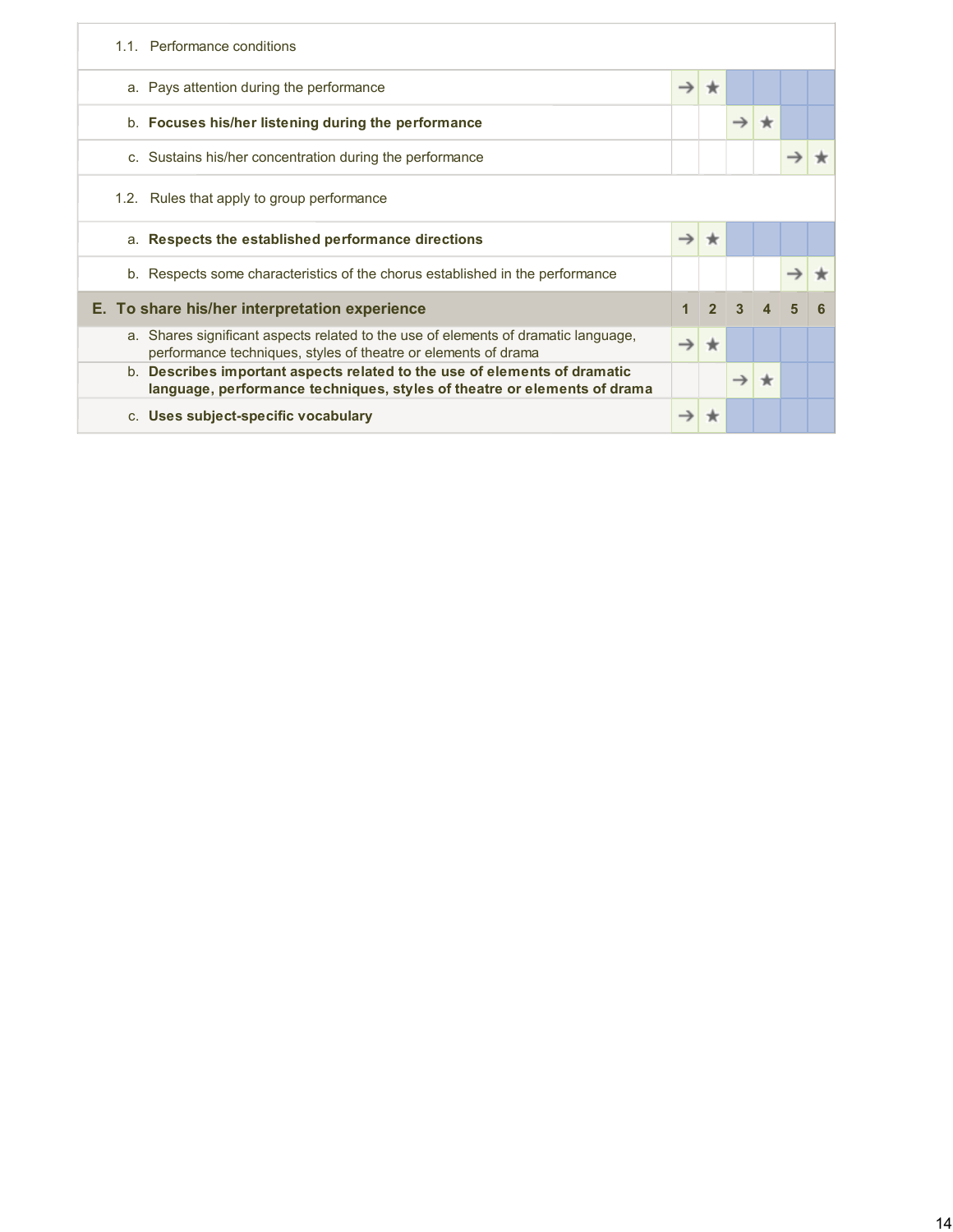| | 1 | 2 | 3 | 4 | 5 | 6 |
|---|---|---|---|---|---|---|
| 1.1. Performance conditions | | | | | | |
| a. Pays attention during the performance | → | ★ | | | | |
| b. **Focuses his/her listening during the performance** | | | → | ★ | | |
| c. Sustains his/her concentration during the performance | | | | | → | ★ |
| 1.2. Rules that apply to group performance | | | | | | |
| a. **Respects the established performance directions** | → | ★ | | | | |
| b. Respects some characteristics of the chorus established in the performance | | | | | → | ★ |
| **E. To share his/her interpretation experience** | **1** | **2** | **3** | **4** | **5** | **6** |
| a. Shares significant aspects related to the use of elements of dramatic language, performance techniques, styles of theatre or elements of drama | → | ★ | | | | |
| b. **Describes important aspects related to the use of elements of dramatic language, performance techniques, styles of theatre or elements of drama** | | | → | ★ | | |
| c. **Uses subject-specific vocabulary** | → | ★ | | | | |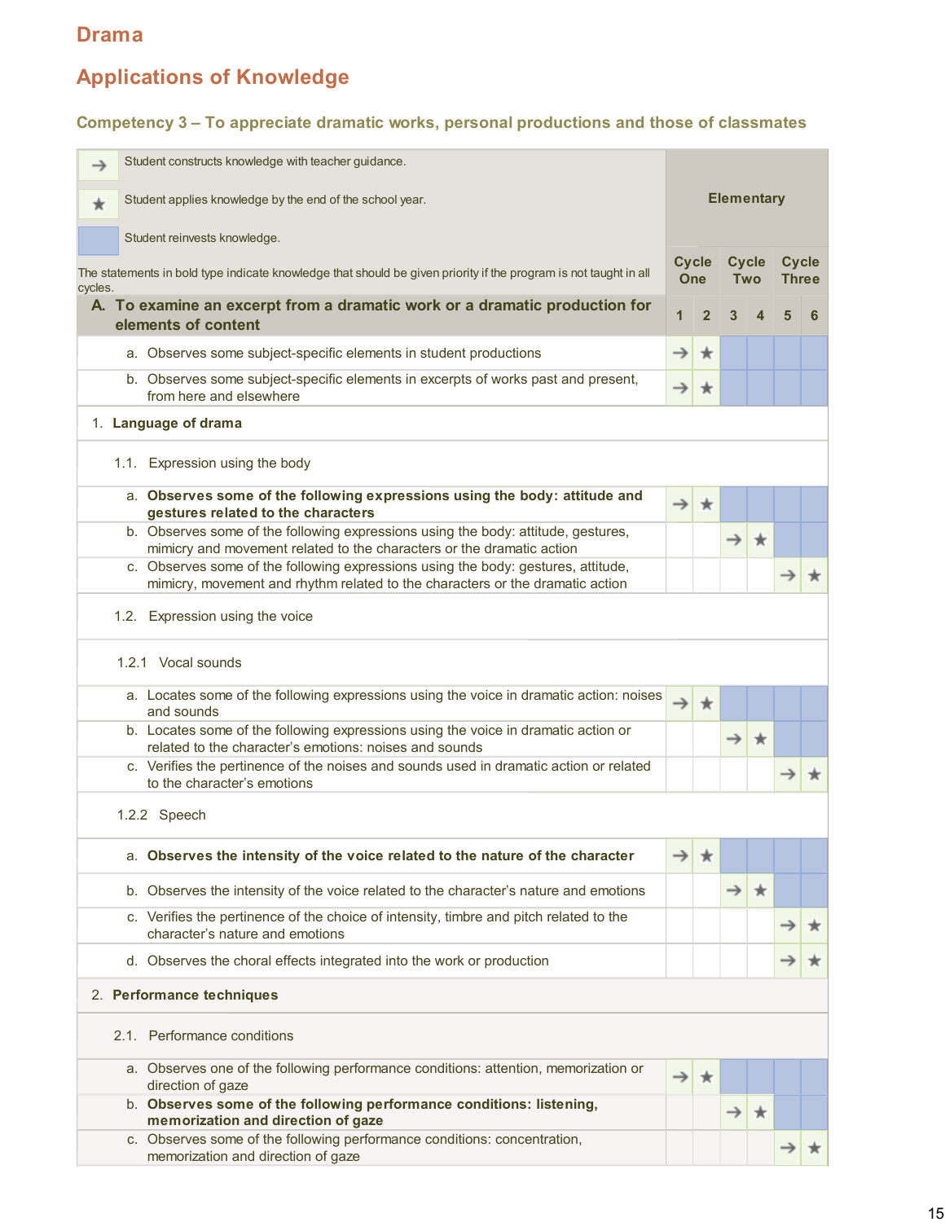# Drama

## Applications of Knowledge

### Competency 3 – To appreciate dramatic works, personal productions and those of classmates

| → Student constructs knowledge with teacher guidance. ★ Student applies knowledge by the end of the school year. ▭ Student reinvests knowledge. The statements in bold type indicate knowledge that should be given priority if the program is not taught in all cycles. | Elementary | | | | | |
|---|---|---|---|---|---|---|
| | Cycle One | | Cycle Two | | Cycle Three | |
| **A. To examine an excerpt from a dramatic work or a dramatic production for elements of content** | 1 | 2 | 3 | 4 | 5 | 6 |
| a. Observes some subject-specific elements in student productions | → | ★ | ▭ | ▭ | ▭ | ▭ |
| b. Observes some subject-specific elements in excerpts of works past and present, from here and elsewhere | → | ★ | ▭ | ▭ | ▭ | ▭ |
| 1. **Language of drama** | | | | | | |
| 1.1. Expression using the body | | | | | | |
| a. **Observes some of the following expressions using the body: attitude and gestures related to the characters** | → | ★ | ▭ | ▭ | ▭ | ▭ |
| b. Observes some of the following expressions using the body: attitude, gestures, mimicry and movement related to the characters or the dramatic action | | | → | ★ | ▭ | ▭ |
| c. Observes some of the following expressions using the body: gestures, attitude, mimicry, movement and rhythm related to the characters or the dramatic action | | | | | → | ★ |
| 1.2. Expression using the voice | | | | | | |
| 1.2.1 Vocal sounds | | | | | | |
| a. Locates some of the following expressions using the voice in dramatic action: noises and sounds | → | ★ | ▭ | ▭ | ▭ | ▭ |
| b. Locates some of the following expressions using the voice in dramatic action or related to the character's emotions: noises and sounds | | | → | ★ | ▭ | ▭ |
| c. Verifies the pertinence of the noises and sounds used in dramatic action or related to the character's emotions | | | | | → | ★ |
| 1.2.2 Speech | | | | | | |
| a. **Observes the intensity of the voice related to the nature of the character** | → | ★ | ▭ | ▭ | ▭ | ▭ |
| b. Observes the intensity of the voice related to the character's nature and emotions | | | → | ★ | ▭ | ▭ |
| c. Verifies the pertinence of the choice of intensity, timbre and pitch related to the character's nature and emotions | | | | | → | ★ |
| d. Observes the choral effects integrated into the work or production | | | | | → | ★ |
| 2. **Performance techniques** | | | | | | |
| 2.1. Performance conditions | | | | | | |
| a. Observes one of the following performance conditions: attention, memorization or direction of gaze | → | ★ | ▭ | ▭ | ▭ | ▭ |
| b. **Observes some of the following performance conditions: listening, memorization and direction of gaze** | | | → | ★ | ▭ | ▭ |
| c. Observes some of the following performance conditions: concentration, memorization and direction of gaze | | | | | → | ★ |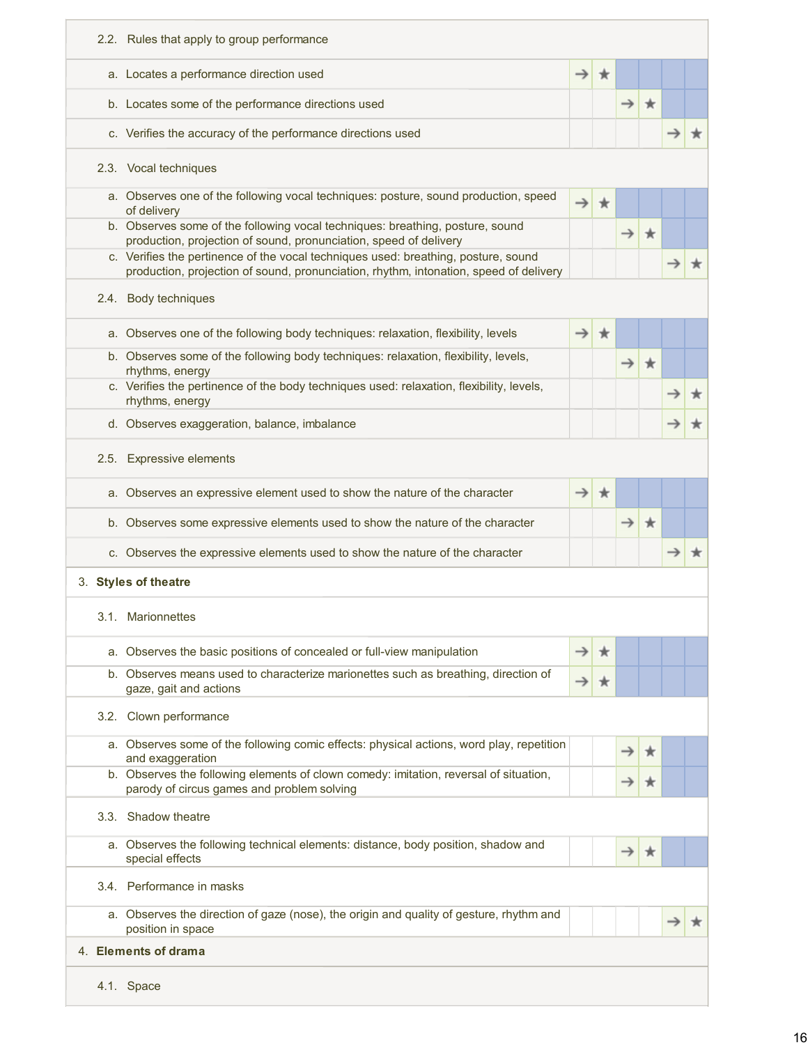| | | | | | | |
|---|---|---|---|---|---|---|
| 2.2. Rules that apply to group performance | | | | | | |
| a. Locates a performance direction used | → | ★ | | | | |
| b. Locates some of the performance directions used | | | → | ★ | | |
| c. Verifies the accuracy of the performance directions used | | | | | → | ★ |
| 2.3. Vocal techniques | | | | | | |
| a. Observes one of the following vocal techniques: posture, sound production, speed of delivery | → | ★ | | | | |
| b. Observes some of the following vocal techniques: breathing, posture, sound production, projection of sound, pronunciation, speed of delivery | | | → | ★ | | |
| c. Verifies the pertinence of the vocal techniques used: breathing, posture, sound production, projection of sound, pronunciation, rhythm, intonation, speed of delivery | | | | | → | ★ |
| 2.4. Body techniques | | | | | | |
| a. Observes one of the following body techniques: relaxation, flexibility, levels | → | ★ | | | | |
| b. Observes some of the following body techniques: relaxation, flexibility, levels, rhythms, energy | | | → | ★ | | |
| c. Verifies the pertinence of the body techniques used: relaxation, flexibility, levels, rhythms, energy | | | | | → | ★ |
| d. Observes exaggeration, balance, imbalance | | | | | → | ★ |
| 2.5. Expressive elements | | | | | | |
| a. Observes an expressive element used to show the nature of the character | → | ★ | | | | |
| b. Observes some expressive elements used to show the nature of the character | | | → | ★ | | |
| c. Observes the expressive elements used to show the nature of the character | | | | | → | ★ |
| **3. Styles of theatre** | | | | | | |
| 3.1. Marionnettes | | | | | | |
| a. Observes the basic positions of concealed or full-view manipulation | → | ★ | | | | |
| b. Observes means used to characterize marionettes such as breathing, direction of gaze, gait and actions | → | ★ | | | | |
| 3.2. Clown performance | | | | | | |
| a. Observes some of the following comic effects: physical actions, word play, repetition and exaggeration | | | → | ★ | | |
| b. Observes the following elements of clown comedy: imitation, reversal of situation, parody of circus games and problem solving | | | → | ★ | | |
| 3.3. Shadow theatre | | | | | | |
| a. Observes the following technical elements: distance, body position, shadow and special effects | | | → | ★ | | |
| 3.4. Performance in masks | | | | | | |
| a. Observes the direction of gaze (nose), the origin and quality of gesture, rhythm and position in space | | | | | → | ★ |
| **4. Elements of drama** | | | | | | |
| 4.1. Space | | | | | | |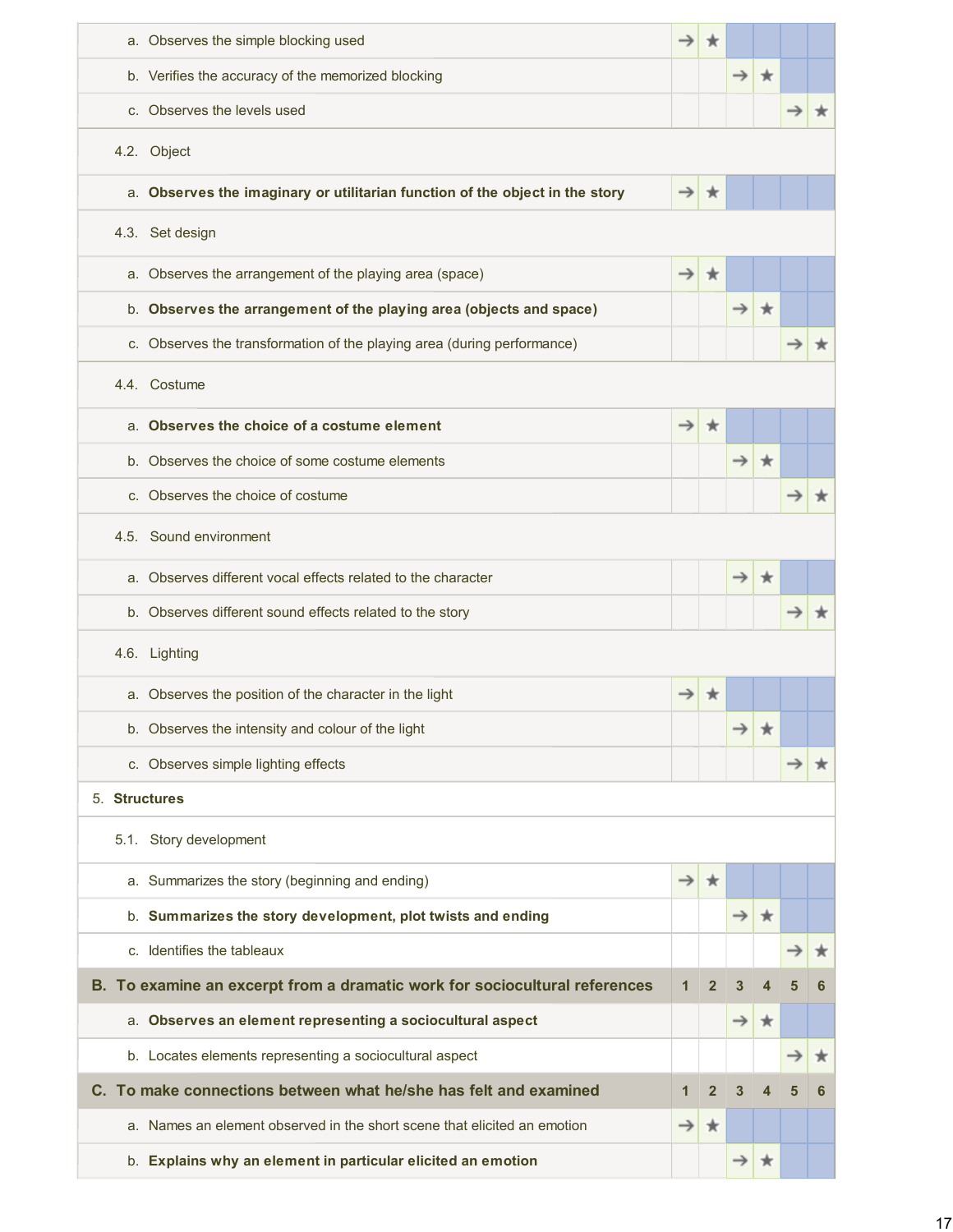| | 1 | 2 | 3 | 4 | 5 | 6 |
|---|---|---|---|---|---|---|
| a. Observes the simple blocking used | → | ★ | | | | |
| b. Verifies the accuracy of the memorized blocking | | | → | ★ | | |
| c. Observes the levels used | | | | | → | ★ |
| 4.2. Object | | | | | | |
| a. **Observes the imaginary or utilitarian function of the object in the story** | → | ★ | | | | |
| 4.3. Set design | | | | | | |
| a. Observes the arrangement of the playing area (space) | → | ★ | | | | |
| b. **Observes the arrangement of the playing area (objects and space)** | | | → | ★ | | |
| c. Observes the transformation of the playing area (during performance) | | | | | → | ★ |
| 4.4. Costume | | | | | | |
| a. **Observes the choice of a costume element** | → | ★ | | | | |
| b. Observes the choice of some costume elements | | | → | ★ | | |
| c. Observes the choice of costume | | | | | → | ★ |
| 4.5. Sound environment | | | | | | |
| a. Observes different vocal effects related to the character | | | → | ★ | | |
| b. Observes different sound effects related to the story | | | | | → | ★ |
| 4.6. Lighting | | | | | | |
| a. Observes the position of the character in the light | → | ★ | | | | |
| b. Observes the intensity and colour of the light | | | → | ★ | | |
| c. Observes simple lighting effects | | | | | → | ★ |
| 5. **Structures** | | | | | | |
| 5.1. Story development | | | | | | |
| a. Summarizes the story (beginning and ending) | → | ★ | | | | |
| b. **Summarizes the story development, plot twists and ending** | | | → | ★ | | |
| c. Identifies the tableaux | | | | | → | ★ |
| **B. To examine an excerpt from a dramatic work for sociocultural references** | **1** | **2** | **3** | **4** | **5** | **6** |
| a. **Observes an element representing a sociocultural aspect** | | | → | ★ | | |
| b. Locates elements representing a sociocultural aspect | | | | | → | ★ |
| **C. To make connections between what he/she has felt and examined** | **1** | **2** | **3** | **4** | **5** | **6** |
| a. Names an element observed in the short scene that elicited an emotion | → | ★ | | | | |
| b. **Explains why an element in particular elicited an emotion** | | | → | ★ | | |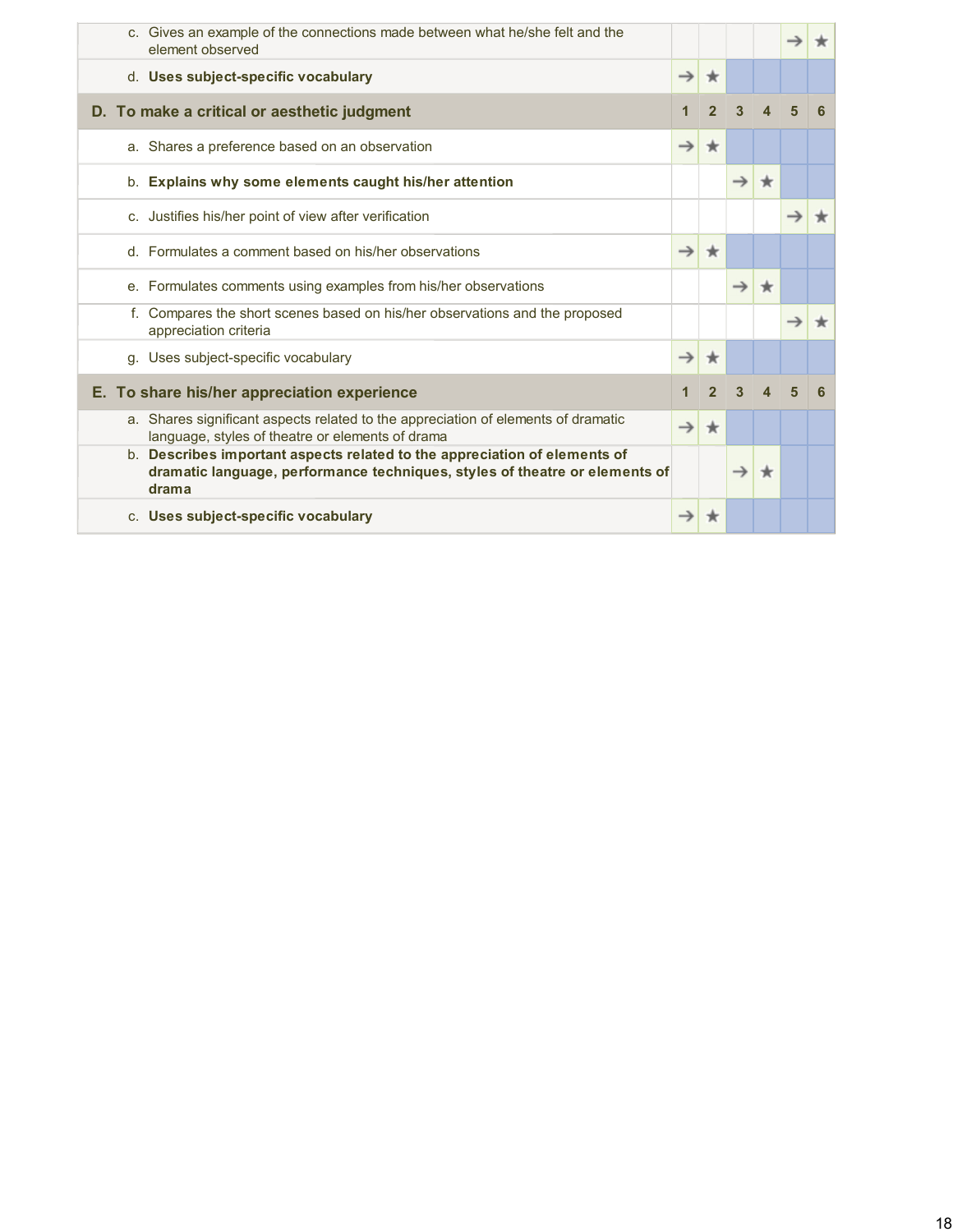| | 1 | 2 | 3 | 4 | 5 | 6 |
|---|---|---|---|---|---|---|
| c. Gives an example of the connections made between what he/she felt and the element observed | | | | | → | ★ |
| d. **Uses subject-specific vocabulary** | → | ★ | | | | |
| **D. To make a critical or aesthetic judgment** | **1** | **2** | **3** | **4** | **5** | **6** |
| a. Shares a preference based on an observation | → | ★ | | | | |
| b. **Explains why some elements caught his/her attention** | | | → | ★ | | |
| c. Justifies his/her point of view after verification | | | | | → | ★ |
| d. Formulates a comment based on his/her observations | → | ★ | | | | |
| e. Formulates comments using examples from his/her observations | | | → | ★ | | |
| f. Compares the short scenes based on his/her observations and the proposed appreciation criteria | | | | | → | ★ |
| g. Uses subject-specific vocabulary | → | ★ | | | | |
| **E. To share his/her appreciation experience** | **1** | **2** | **3** | **4** | **5** | **6** |
| a. Shares significant aspects related to the appreciation of elements of dramatic language, styles of theatre or elements of drama | → | ★ | | | | |
| b. **Describes important aspects related to the appreciation of elements of dramatic language, performance techniques, styles of theatre or elements of drama** | | | → | ★ | | |
| c. **Uses subject-specific vocabulary** | → | ★ | | | | |